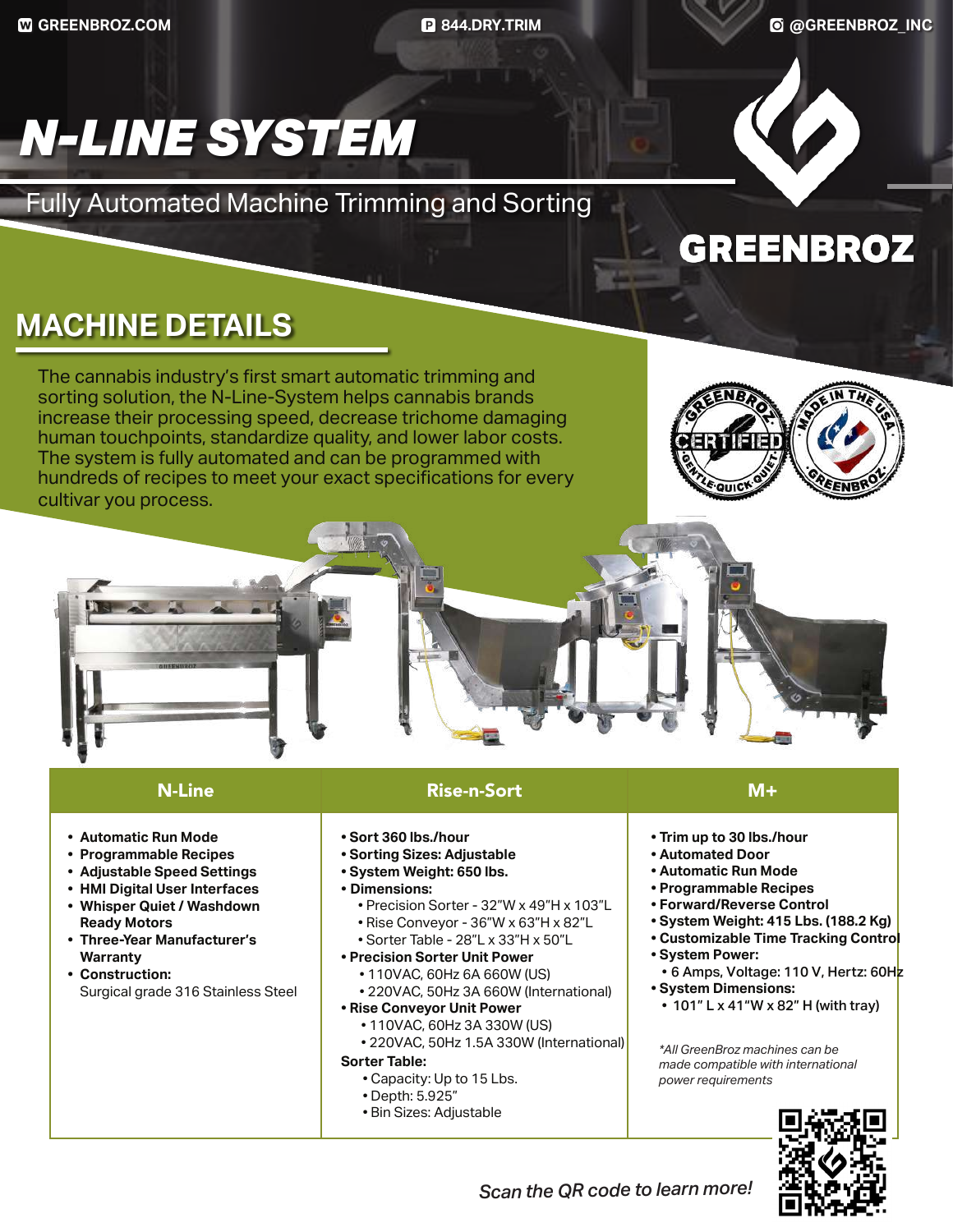GREENBROZ.COM | 844.DRY.TRIM | @GREENBROZ_INC

# N-LINE SYSTEM

Fully Automated Machine Trimming and Sorting

GREENBROZ

## MACHINE DETAILS

The cannabis industry's first smart automatic trimming and sorting solution, the N-Line-System helps cannabis brands increase their processing speed, decrease trichome damaging human touchpoints, standardize quality, and lower labor costs. The system is fully automated and can be programmed with hundreds of recipes to meet your exact specifications for every cultivar you process.

### N-Line

- **Automatic Run Mode**
- **Programmable Recipes**
- **Adjustable Speed Settings**
- **HMI Digital User Interfaces**
- **Whisper Quiet / Washdown Ready Motors**
- **Three-Year Manufacturer's Warranty**
- **Construction:** Surgical grade 316 Stainless Steel

### Rise-n-Sort

- **Sort 360 lbs./hour**
- **Sorting Sizes: Adjustable**
- **System Weight: 650 lbs.**
- **Dimensions:**
  - Precision Sorter - 32"W x 49"H x 103"L
  - Rise Conveyor - 36"W x 63"H x 82"L
  - Sorter Table - 28"L x 33"H x 50"L
- **Precision Sorter Unit Power**
  - 110VAC, 60Hz 6A 660W (US)
  - 220VAC, 50Hz 3A 660W (International)
- **Rise Conveyor Unit Power**
  - 110VAC, 60Hz 3A 330W (US)
  - 220VAC, 50Hz 1.5A 330W (International)

**Sorter Table:**
- Capacity: Up to 15 Lbs.
- Depth: 5.925"
- Bin Sizes: Adjustable

### M+

- **Trim up to 30 lbs./hour**
- **Automated Door**
- **Automatic Run Mode**
- **Programmable Recipes**
- **Forward/Reverse Control**
- **System Weight: 415 Lbs. (188.2 Kg)**
- **Customizable Time Tracking Control**
- **System Power:**
  - **6 Amps, Voltage: 110 V, Hertz: 60Hz**
- **System Dimensions:**
  - **101" L x 41"W x 82" H (with tray)**

*\*All GreenBroz machines can be made compatible with international power requirements*

*Scan the QR code to learn more!*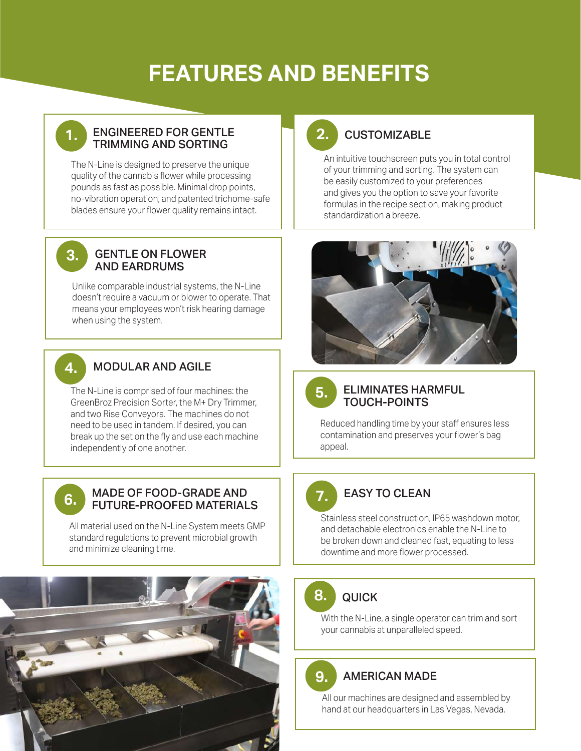# FEATURES AND BENEFITS

## 1. ENGINEERED FOR GENTLE TRIMMING AND SORTING

The N-Line is designed to preserve the unique quality of the cannabis flower while processing pounds as fast as possible. Minimal drop points, no-vibration operation, and patented trichome-safe blades ensure your flower quality remains intact.

## 2. CUSTOMIZABLE

An intuitive touchscreen puts you in total control of your trimming and sorting. The system can be easily customized to your preferences and gives you the option to save your favorite formulas in the recipe section, making product standardization a breeze.

## 3. GENTLE ON FLOWER AND EARDRUMS

Unlike comparable industrial systems, the N-Line doesn't require a vacuum or blower to operate. That means your employees won't risk hearing damage when using the system.

## 4. MODULAR AND AGILE

The N-Line is comprised of four machines: the GreenBroz Precision Sorter, the M+ Dry Trimmer, and two Rise Conveyors. The machines do not need to be used in tandem. If desired, you can break up the set on the fly and use each machine independently of one another.

## 5. ELIMINATES HARMFUL TOUCH-POINTS

Reduced handling time by your staff ensures less contamination and preserves your flower's bag appeal.

## 6. MADE OF FOOD-GRADE AND FUTURE-PROOFED MATERIALS

All material used on the N-Line System meets GMP standard regulations to prevent microbial growth and minimize cleaning time.

## 7. EASY TO CLEAN

Stainless steel construction, IP65 washdown motor, and detachable electronics enable the N-Line to be broken down and cleaned fast, equating to less downtime and more flower processed.

## 8. QUICK

With the N-Line, a single operator can trim and sort your cannabis at unparalleled speed.

## 9. AMERICAN MADE

All our machines are designed and assembled by hand at our headquarters in Las Vegas, Nevada.